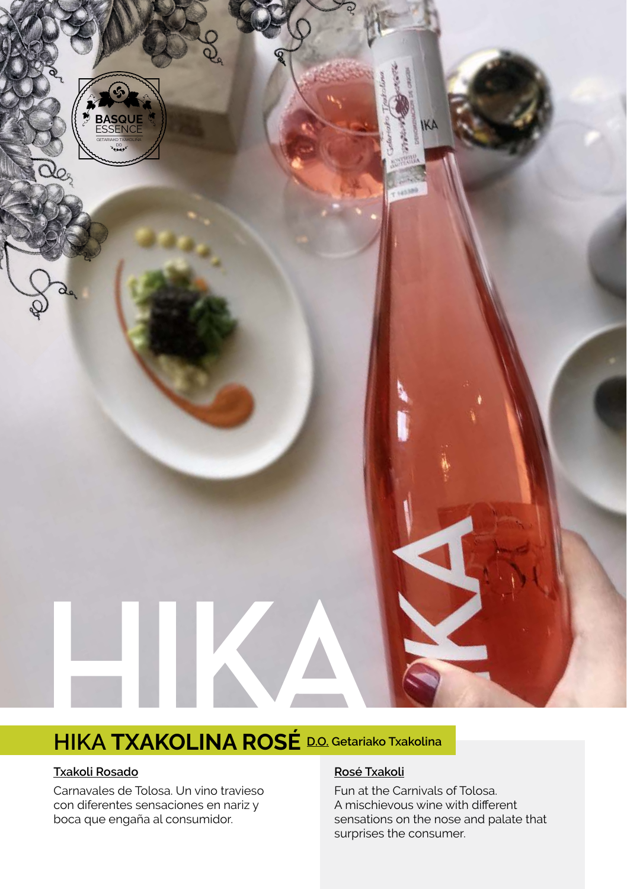# HIKA

## HIKA TXAKOLINA ROSÉ D.O. Getariako Txakolina

**Txakoli Rosado**

Carnavales de Tolosa. Un vino travieso con diferentes sensaciones en nariz y boca que engaña al consumidor.

**Rosé Txakoli**

Fun at the Carnivals of Tolosa. A mischievous wine with different sensations on the nose and palate that surprises the consumer.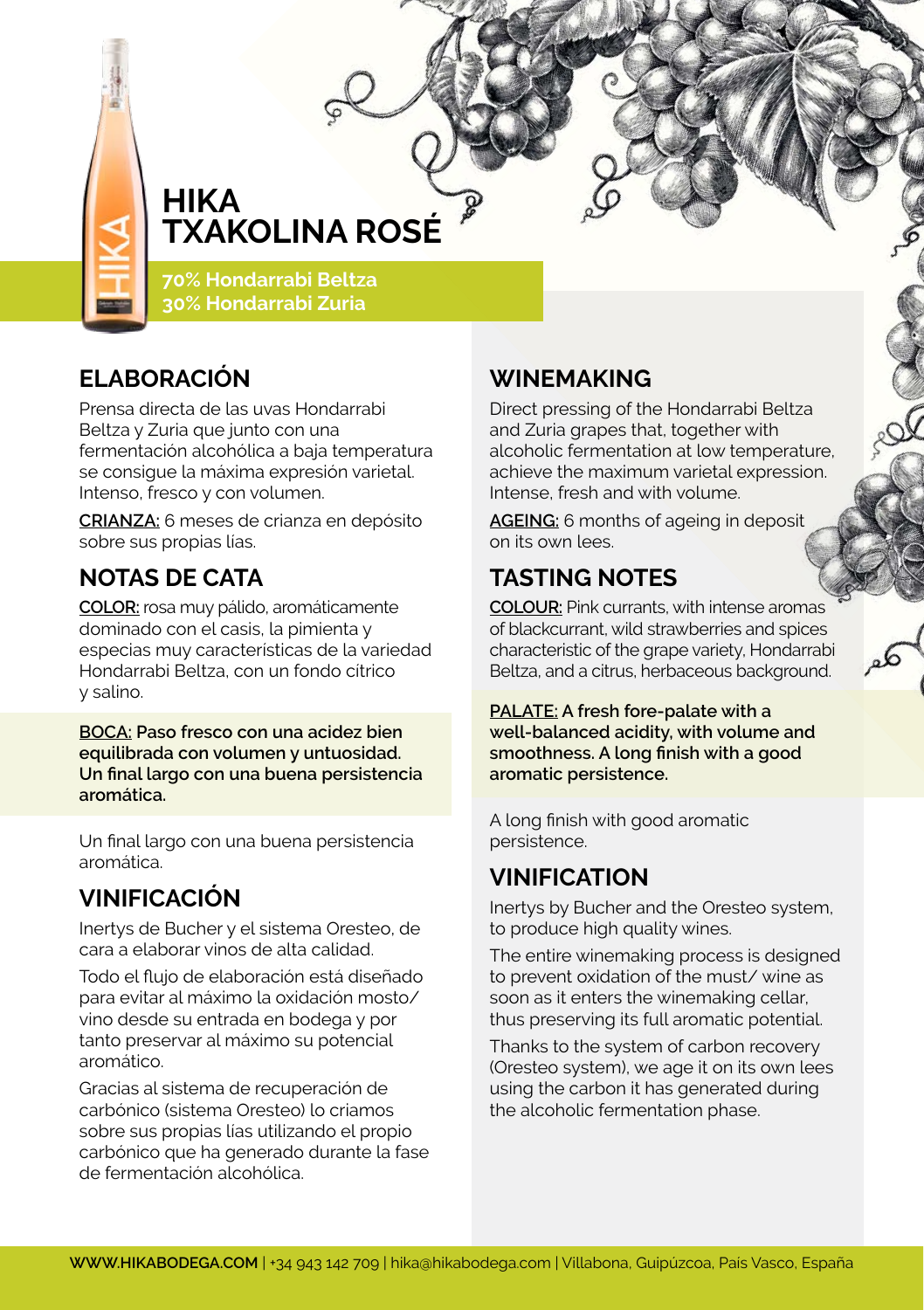# HIKA TXAKOLINA ROSÉ

**70% Hondarrabi Beltza**
**30% Hondarrabi Zuria**

## ELABORACIÓN

Prensa directa de las uvas Hondarrabi Beltza y Zuria que junto con una fermentación alcohólica a baja temperatura se consigue la máxima expresión varietal. Intenso, fresco y con volumen.

CRIANZA: 6 meses de crianza en depósito sobre sus propias lías.

## NOTAS DE CATA

COLOR: rosa muy pálido, aromáticamente dominado con el casis, la pimienta y especias muy características de la variedad Hondarrabi Beltza, con un fondo cítrico y salino.

**BOCA: Paso fresco con una acidez bien equilibrada con volumen y untuosidad. Un final largo con una buena persistencia aromática.**

Un final largo con una buena persistencia aromática.

## VINIFICACIÓN

Inertys de Bucher y el sistema Oresteo, de cara a elaborar vinos de alta calidad.

Todo el flujo de elaboración está diseñado para evitar al máximo la oxidación mosto/vino desde su entrada en bodega y por tanto preservar al máximo su potencial aromático.

Gracias al sistema de recuperación de carbónico (sistema Oresteo) lo criamos sobre sus propias lías utilizando el propio carbónico que ha generado durante la fase de fermentación alcohólica.

## WINEMAKING

Direct pressing of the Hondarrabi Beltza and Zuria grapes that, together with alcoholic fermentation at low temperature, achieve the maximum varietal expression. Intense, fresh and with volume.

AGEING: 6 months of ageing in deposit on its own lees.

## TASTING NOTES

COLOUR: Pink currants, with intense aromas of blackcurrant, wild strawberries and spices characteristic of the grape variety, Hondarrabi Beltza, and a citrus, herbaceous background.

**PALATE: A fresh fore-palate with a well-balanced acidity, with volume and smoothness. A long finish with a good aromatic persistence.**

A long finish with good aromatic persistence.

## VINIFICATION

Inertys by Bucher and the Oresteo system, to produce high quality wines.

The entire winemaking process is designed to prevent oxidation of the must/ wine as soon as it enters the winemaking cellar, thus preserving its full aromatic potential.

Thanks to the system of carbon recovery (Oresteo system), we age it on its own lees using the carbon it has generated during the alcoholic fermentation phase.

**WWW.HIKABODEGA.COM** | +34 943 142 709 | hika@hikabodega.com | Villabona, Guipúzcoa, País Vasco, España